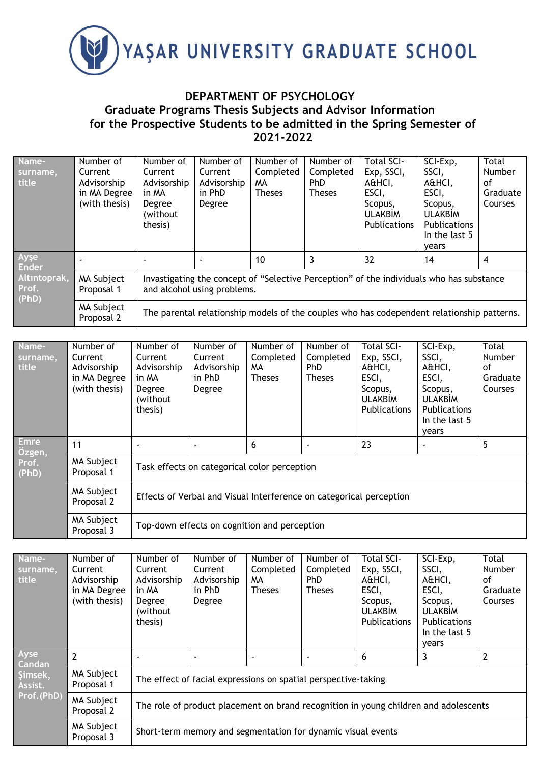# YAŞAR UNIVERSITY GRADUATE SCHOOL

## DEPARTMENT OF PSYCHOLOGY
## Graduate Programs Thesis Subjects and Advisor Information for the Prospective Students to be admitted in the Spring Semester of 2021-2022

| Name-surname, title | Number of Current Advisorship in MA Degree (with thesis) | Number of Current Advisorship in MA Degree (without thesis) | Number of Current Advisorship in PhD Degree | Number of Completed MA Theses | Number of Completed PhD Theses | Total SCI-Exp, SSCI, A&HCI, ESCI, Scopus, ULAKBİM Publications | SCI-Exp, SSCI, A&HCI, ESCI, Scopus, ULAKBİM Publications In the last 5 years | Total Number of Graduate Courses |
|---|---|---|---|---|---|---|---|---|
| Ayşe Ender Altıntoprak, Prof. (PhD) | - | - | - | 10 | 3 | 32 | 14 | 4 |
| | MA Subject Proposal 1 | Invastigating the concept of “Selective Perception” of the individuals who has substance and alcohol using problems. | | | | | | |
| | MA Subject Proposal 2 | The parental relationship models of the couples who has codependent relationship patterns. | | | | | | |

| Name-surname, title | Number of Current Advisorship in MA Degree (with thesis) | Number of Current Advisorship in MA Degree (without thesis) | Number of Current Advisorship in PhD Degree | Number of Completed MA Theses | Number of Completed PhD Theses | Total SCI-Exp, SSCI, A&HCI, ESCI, Scopus, ULAKBİM Publications | SCI-Exp, SSCI, A&HCI, ESCI, Scopus, ULAKBİM Publications In the last 5 years | Total Number of Graduate Courses |
|---|---|---|---|---|---|---|---|---|
| Emre Özgen, Prof. (PhD) | 11 | - | - | 6 | - | 23 | - | 5 |
| | MA Subject Proposal 1 | Task effects on categorical color perception | | | | | | |
| | MA Subject Proposal 2 | Effects of Verbal and Visual Interference on categorical perception | | | | | | |
| | MA Subject Proposal 3 | Top-down effects on cognition and perception | | | | | | |

| Name-surname, title | Number of Current Advisorship in MA Degree (with thesis) | Number of Current Advisorship in MA Degree (without thesis) | Number of Current Advisorship in PhD Degree | Number of Completed MA Theses | Number of Completed PhD Theses | Total SCI-Exp, SSCI, A&HCI, ESCI, Scopus, ULAKBİM Publications | SCI-Exp, SSCI, A&HCI, ESCI, Scopus, ULAKBİM Publications In the last 5 years | Total Number of Graduate Courses |
|---|---|---|---|---|---|---|---|---|
| Ayse Candan Şimsek, Assist. Prof.(PhD) | 2 | - | - | - | - | 6 | 3 | 2 |
| | MA Subject Proposal 1 | The effect of facial expressions on spatial perspective-taking | | | | | | |
| | MA Subject Proposal 2 | The role of product placement on brand recognition in young children and adolescents | | | | | | |
| | MA Subject Proposal 3 | Short-term memory and segmentation for dynamic visual events | | | | | | |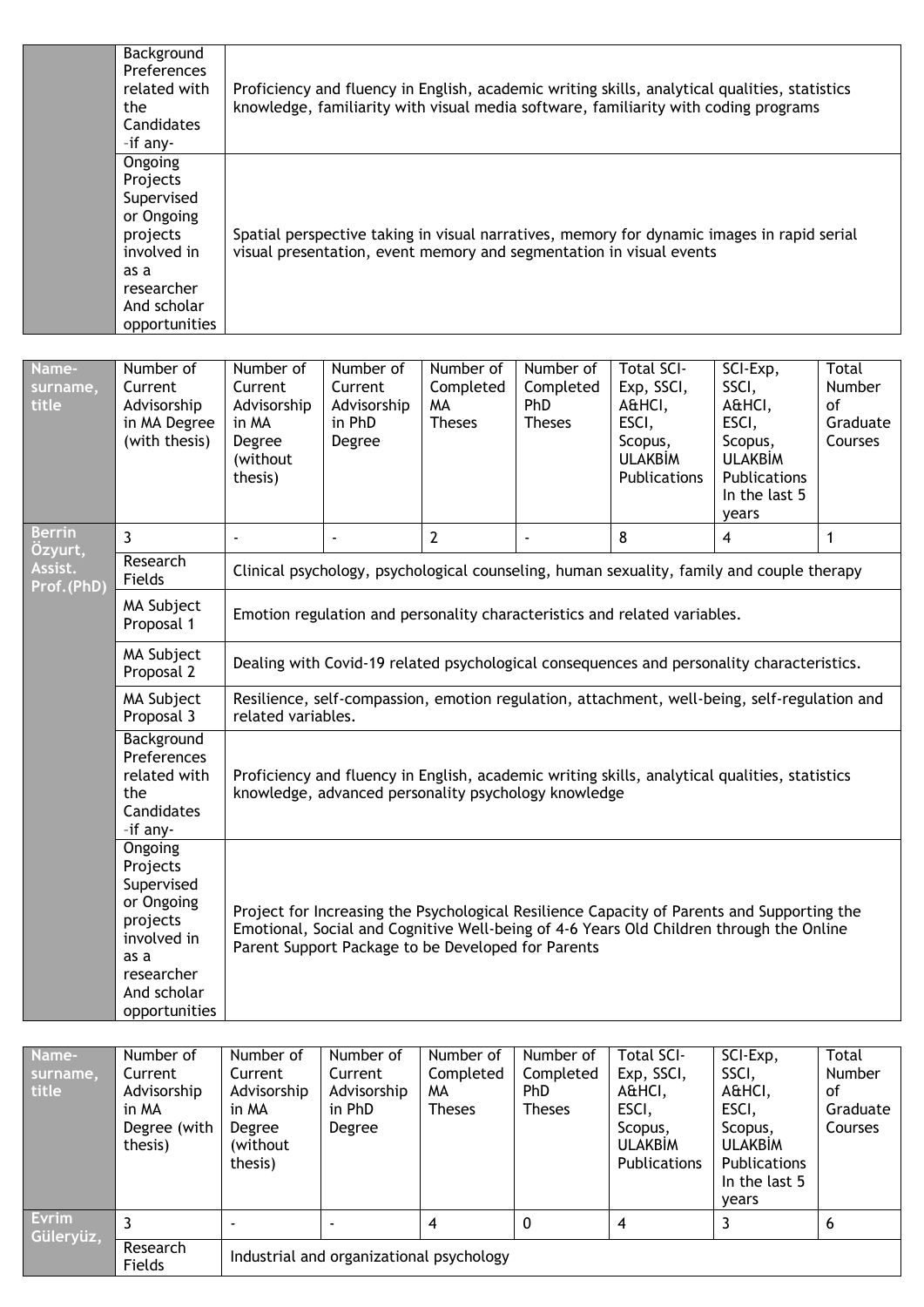| | | |
|---|---|---|
| | Background Preferences related with the Candidates –if any- | Proficiency and fluency in English, academic writing skills, analytical qualities, statistics knowledge, familiarity with visual media software, familiarity with coding programs |
| | Ongoing Projects Supervised or Ongoing projects involved in as a researcher And scholar opportunities | Spatial perspective taking in visual narratives, memory for dynamic images in rapid serial visual presentation, event memory and segmentation in visual events |

| Name-surname, title | Number of Current Advisorship in MA Degree (with thesis) | Number of Current Advisorship in MA Degree (without thesis) | Number of Current Advisorship in PhD Degree | Number of Completed MA Theses | Number of Completed PhD Theses | Total SCI-Exp, SSCI, A&HCI, ESCI, Scopus, ULAKBİM Publications | SCI-Exp, SSCI, A&HCI, ESCI, Scopus, ULAKBİM Publications In the last 5 years | Total Number of Graduate Courses |
|---|---|---|---|---|---|---|---|---|
| Berrin Özyurt, Assist. Prof.(PhD) | 3 | - | - | 2 | - | 8 | 4 | 1 |
| | Research Fields | Clinical psychology, psychological counseling, human sexuality, family and couple therapy | | | | | | |
| | MA Subject Proposal 1 | Emotion regulation and personality characteristics and related variables. | | | | | | |
| | MA Subject Proposal 2 | Dealing with Covid-19 related psychological consequences and personality characteristics. | | | | | | |
| | MA Subject Proposal 3 | Resilience, self-compassion, emotion regulation, attachment, well-being, self-regulation and related variables. | | | | | | |
| | Background Preferences related with the Candidates –if any- | Proficiency and fluency in English, academic writing skills, analytical qualities, statistics knowledge, advanced personality psychology knowledge | | | | | | |
| | Ongoing Projects Supervised or Ongoing projects involved in as a researcher And scholar opportunities | Project for Increasing the Psychological Resilience Capacity of Parents and Supporting the Emotional, Social and Cognitive Well-being of 4-6 Years Old Children through the Online Parent Support Package to be Developed for Parents | | | | | | |

| Name-surname, title | Number of Current Advisorship in MA Degree (with thesis) | Number of Current Advisorship in MA Degree (without thesis) | Number of Current Advisorship in PhD Degree | Number of Completed MA Theses | Number of Completed PhD Theses | Total SCI-Exp, SSCI, A&HCI, ESCI, Scopus, ULAKBİM Publications | SCI-Exp, SSCI, A&HCI, ESCI, Scopus, ULAKBİM Publications In the last 5 years | Total Number of Graduate Courses |
|---|---|---|---|---|---|---|---|---|
| Evrim Güleryüz, | 3 | - | - | 4 | 0 | 4 | 3 | 6 |
| | Research Fields | Industrial and organizational psychology | | | | | | |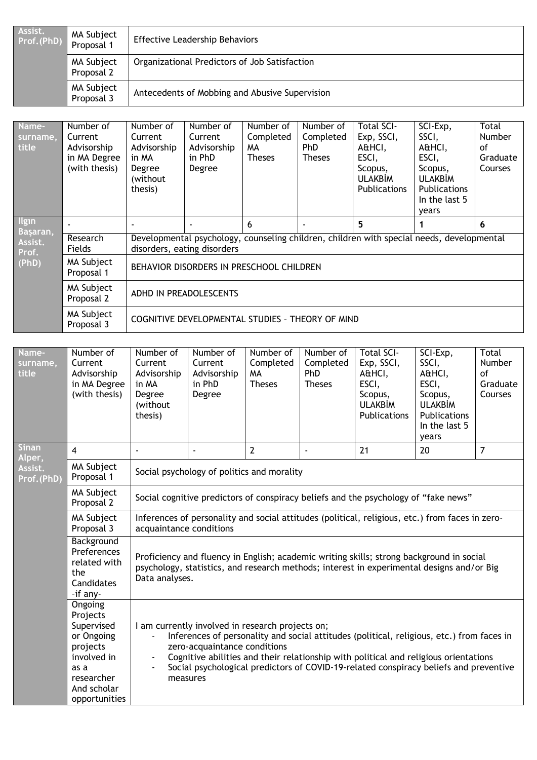| | | |
|---|---|---|
| Assist. Prof.(PhD) | MA Subject Proposal 1 | Effective Leadership Behaviors |
| | MA Subject Proposal 2 | Organizational Predictors of Job Satisfaction |
| | MA Subject Proposal 3 | Antecedents of Mobbing and Abusive Supervision |

| Name-surname, title | Number of Current Advisorship in MA Degree (with thesis) | Number of Current Advisorship in MA Degree (without thesis) | Number of Current Advisorship in PhD Degree | Number of Completed MA Theses | Number of Completed PhD Theses | Total SCI-Exp, SSCI, A&HCI, ESCI, Scopus, ULAKBİM Publications | SCI-Exp, SSCI, A&HCI, ESCI, Scopus, ULAKBİM Publications In the last 5 years | Total Number of Graduate Courses |
|---|---|---|---|---|---|---|---|---|
| Ilgın Başaran, Assist. Prof. (PhD) | - | - | - | 6 | - | 5 | 1 | 6 |
| | Research Fields | Developmental psychology, counseling children, children with special needs, developmental disorders, eating disorders | | | | | | |
| | MA Subject Proposal 1 | BEHAVIOR DISORDERS IN PRESCHOOL CHILDREN | | | | | | |
| | MA Subject Proposal 2 | ADHD IN PREADOLESCENTS | | | | | | |
| | MA Subject Proposal 3 | COGNITIVE DEVELOPMENTAL STUDIES – THEORY OF MIND | | | | | | |

| Name-surname, title | Number of Current Advisorship in MA Degree (with thesis) | Number of Current Advisorship in MA Degree (without thesis) | Number of Current Advisorship in PhD Degree | Number of Completed MA Theses | Number of Completed PhD Theses | Total SCI-Exp, SSCI, A&HCI, ESCI, Scopus, ULAKBİM Publications | SCI-Exp, SSCI, A&HCI, ESCI, Scopus, ULAKBİM Publications In the last 5 years | Total Number of Graduate Courses |
|---|---|---|---|---|---|---|---|---|
| Sinan Alper, Assist. Prof.(PhD) | 4 | - | - | 2 | - | 21 | 20 | 7 |
| | MA Subject Proposal 1 | Social psychology of politics and morality | | | | | | |
| | MA Subject Proposal 2 | Social cognitive predictors of conspiracy beliefs and the psychology of "fake news" | | | | | | |
| | MA Subject Proposal 3 | Inferences of personality and social attitudes (political, religious, etc.) from faces in zero-acquaintance conditions | | | | | | |
| | Background Preferences related with the Candidates –if any- | Proficiency and fluency in English; academic writing skills; strong background in social psychology, statistics, and research methods; interest in experimental designs and/or Big Data analyses. | | | | | | |
| | Ongoing Projects Supervised or Ongoing projects involved in as a researcher And scholar opportunities | I am currently involved in research projects on; - Inferences of personality and social attitudes (political, religious, etc.) from faces in zero-acquaintance conditions - Cognitive abilities and their relationship with political and religious orientations - Social psychological predictors of COVID-19-related conspiracy beliefs and preventive measures | | | | | | |